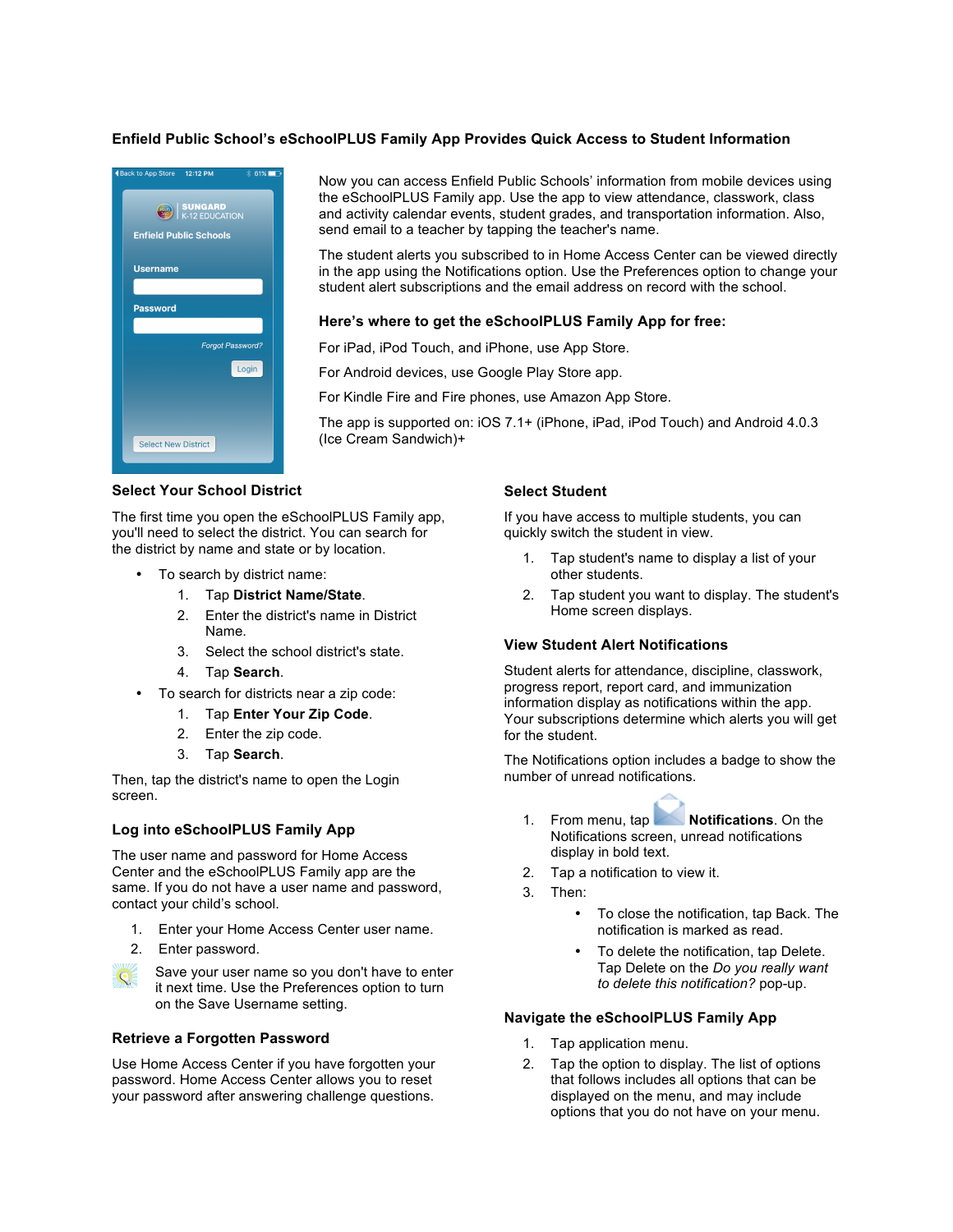# Enfield Public School's eSchoolPLUS Family App Provides Quick Access to Student Information

Now you can access Enfield Public Schools' information from mobile devices using the eSchoolPLUS Family app. Use the app to view attendance, classwork, class and activity calendar events, student grades, and transportation information. Also, send email to a teacher by tapping the teacher's name.

The student alerts you subscribed to in Home Access Center can be viewed directly in the app using the Notifications option. Use the Preferences option to change your student alert subscriptions and the email address on record with the school.

### Here's where to get the eSchoolPLUS Family App for free:

For iPad, iPod Touch, and iPhone, use App Store.

For Android devices, use Google Play Store app.

For Kindle Fire and Fire phones, use Amazon App Store.

The app is supported on: iOS 7.1+ (iPhone, iPad, iPod Touch) and Android 4.0.3 (Ice Cream Sandwich)+

### Select Your School District

The first time you open the eSchoolPLUS Family app, you'll need to select the district. You can search for the district by name and state or by location.

- To search by district name:
  1. Tap **District Name/State**.
  2. Enter the district's name in District Name.
  3. Select the school district's state.
  4. Tap **Search**.
- To search for districts near a zip code:
  1. Tap **Enter Your Zip Code**.
  2. Enter the zip code.
  3. Tap **Search**.

Then, tap the district's name to open the Login screen.

### Log into eSchoolPLUS Family App

The user name and password for Home Access Center and the eSchoolPLUS Family app are the same. If you do not have a user name and password, contact your child's school.

1. Enter your Home Access Center user name.
2. Enter password.

Save your user name so you don't have to enter it next time. Use the Preferences option to turn on the Save Username setting.

### Retrieve a Forgotten Password

Use Home Access Center if you have forgotten your password. Home Access Center allows you to reset your password after answering challenge questions.

### Select Student

If you have access to multiple students, you can quickly switch the student in view.

1. Tap student's name to display a list of your other students.
2. Tap student you want to display. The student's Home screen displays.

### View Student Alert Notifications

Student alerts for attendance, discipline, classwork, progress report, report card, and immunization information display as notifications within the app. Your subscriptions determine which alerts you will get for the student.

The Notifications option includes a badge to show the number of unread notifications.

1. From menu, tap **Notifications**. On the Notifications screen, unread notifications display in bold text.
2. Tap a notification to view it.
3. Then:
   - To close the notification, tap Back. The notification is marked as read.
   - To delete the notification, tap Delete. Tap Delete on the *Do you really want to delete this notification?* pop-up.

### Navigate the eSchoolPLUS Family App

1. Tap application menu.
2. Tap the option to display. The list of options that follows includes all options that can be displayed on the menu, and may include options that you do not have on your menu.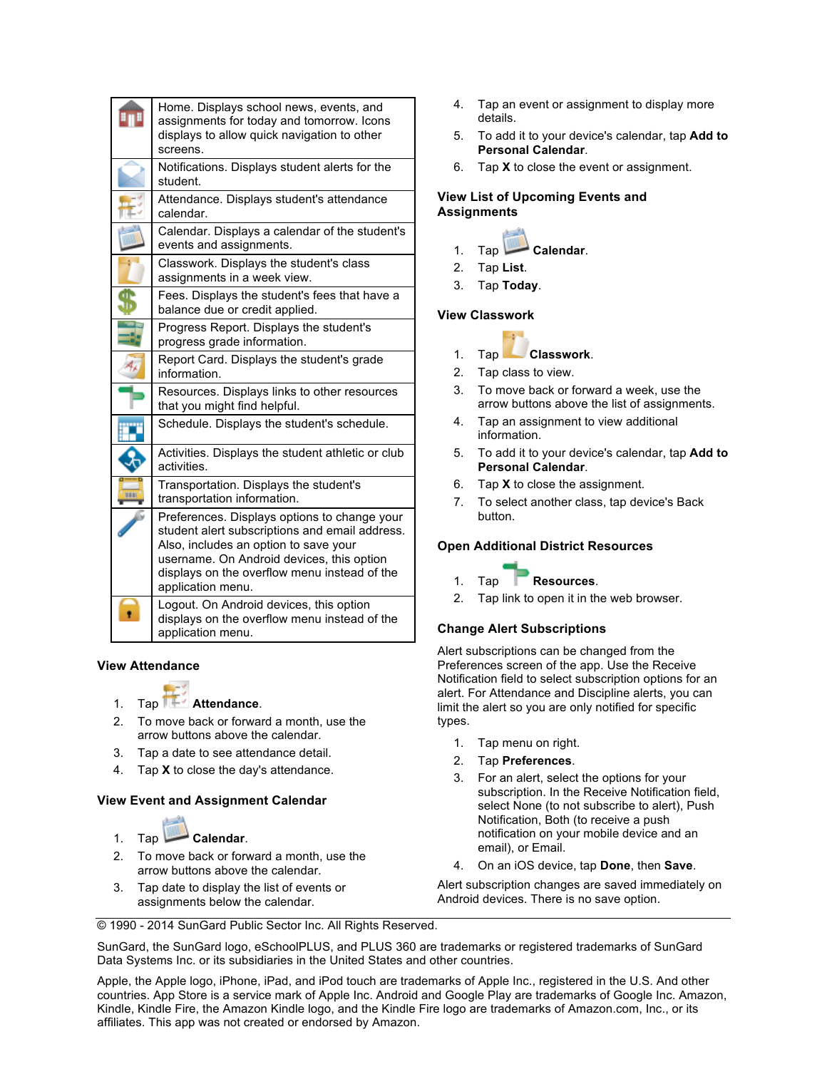| | |
|---|---|
| | Home. Displays school news, events, and assignments for today and tomorrow. Icons displays to allow quick navigation to other screens. |
| | Notifications. Displays student alerts for the student. |
| | Attendance. Displays student's attendance calendar. |
| | Calendar. Displays a calendar of the student's events and assignments. |
| | Classwork. Displays the student's class assignments in a week view. |
| | Fees. Displays the student's fees that have a balance due or credit applied. |
| | Progress Report. Displays the student's progress grade information. |
| | Report Card. Displays the student's grade information. |
| | Resources. Displays links to other resources that you might find helpful. |
| | Schedule. Displays the student's schedule. |
| | Activities. Displays the student athletic or club activities. |
| | Transportation. Displays the student's transportation information. |
| | Preferences. Displays options to change your student alert subscriptions and email address. Also, includes an option to save your username. On Android devices, this option displays on the overflow menu instead of the application menu. |
| | Logout. On Android devices, this option displays on the overflow menu instead of the application menu. |

### View Attendance

1. Tap **Attendance**.
2. To move back or forward a month, use the arrow buttons above the calendar.
3. Tap a date to see attendance detail.
4. Tap **X** to close the day's attendance.

### View Event and Assignment Calendar

1. Tap **Calendar**.
2. To move back or forward a month, use the arrow buttons above the calendar.
3. Tap date to display the list of events or assignments below the calendar.
4. Tap an event or assignment to display more details.
5. To add it to your device's calendar, tap **Add to Personal Calendar**.
6. Tap **X** to close the event or assignment.

### View List of Upcoming Events and Assignments

1. Tap **Calendar**.
2. Tap **List**.
3. Tap **Today**.

### View Classwork

1. Tap **Classwork**.
2. Tap class to view.
3. To move back or forward a week, use the arrow buttons above the list of assignments.
4. Tap an assignment to view additional information.
5. To add it to your device's calendar, tap **Add to Personal Calendar**.
6. Tap **X** to close the assignment.
7. To select another class, tap device's Back button.

### Open Additional District Resources

1. Tap **Resources**.
2. Tap link to open it in the web browser.

### Change Alert Subscriptions

Alert subscriptions can be changed from the Preferences screen of the app. Use the Receive Notification field to select subscription options for an alert. For Attendance and Discipline alerts, you can limit the alert so you are only notified for specific types.

1. Tap menu on right.
2. Tap **Preferences**.
3. For an alert, select the options for your subscription. In the Receive Notification field, select None (to not subscribe to alert), Push Notification, Both (to receive a push notification on your mobile device and an email), or Email.
4. On an iOS device, tap **Done**, then **Save**.

Alert subscription changes are saved immediately on Android devices. There is no save option.

---

© 1990 - 2014 SunGard Public Sector Inc. All Rights Reserved.

SunGard, the SunGard logo, eSchoolPLUS, and PLUS 360 are trademarks or registered trademarks of SunGard Data Systems Inc. or its subsidiaries in the United States and other countries.

Apple, the Apple logo, iPhone, iPad, and iPod touch are trademarks of Apple Inc., registered in the U.S. And other countries. App Store is a service mark of Apple Inc. Android and Google Play are trademarks of Google Inc. Amazon, Kindle, Kindle Fire, the Amazon Kindle logo, and the Kindle Fire logo are trademarks of Amazon.com, Inc., or its affiliates. This app was not created or endorsed by Amazon.